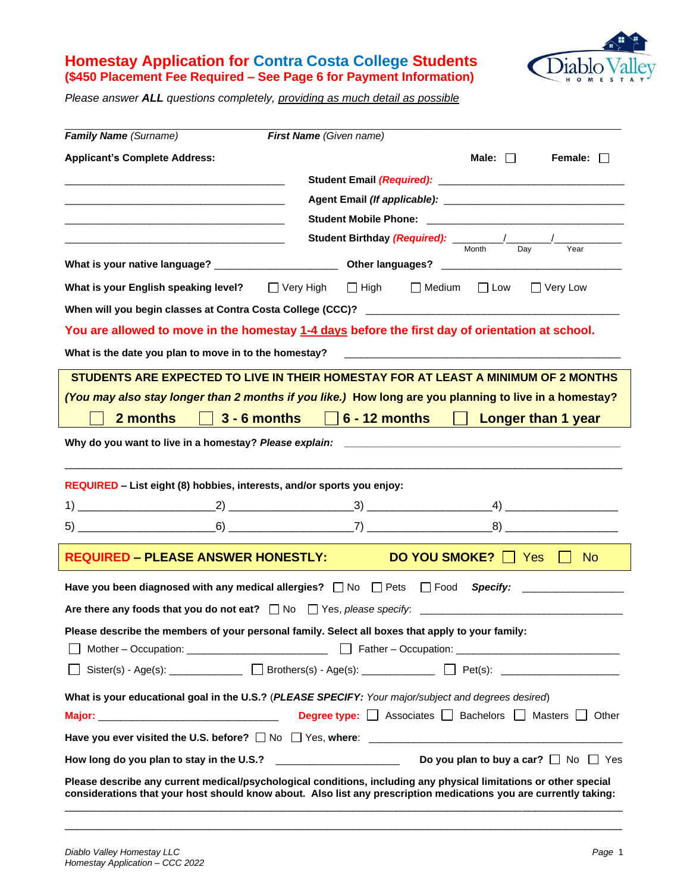# Homestay Application for Contra Costa College Students

**($450 Placement Fee Required – See Page 6 for Payment Information)**

Diablo Valley HOMESTAY

*Please answer **ALL** questions completely, providing as much detail as possible*

______________________________________________________________________

***Family Name** (Surname)* ***First Name** (Given name)*

**Applicant's Complete Address:** **Male:** ☐ **Female:** ☐

______________________________________ **Student Email** ***(Required):*** ______________________________

______________________________________ **Agent Email *(If applicable):*** ______________________________

______________________________________ **Student Mobile Phone:** ______________________________

______________________________________ **Student Birthday** ***(Required):*** ________/________/__________ (Month / Day / Year)

**What is your native language?** ____________________ **Other languages?** ____________________________

**What is your English speaking level?** ☐ Very High ☐ High ☐ Medium ☐ Low ☐ Very Low

**When will you begin classes at Contra Costa College (CCC)?** __________________________________________

**You are allowed to move in the homestay 1-4 days before the first day of orientation at school.**

**What is the date you plan to move in to the homestay?** __________________________________________

**STUDENTS ARE EXPECTED TO LIVE IN THEIR HOMESTAY FOR AT LEAST A MINIMUM OF 2 MONTHS**

***(You may also stay longer than 2 months if you like.)*** **How long are you planning to live in a homestay?**

☐ **2 months** ☐ **3 - 6 months** ☐ **6 - 12 months** ☐ **Longer than 1 year**

**Why do you want to live in a homestay? *Please explain:*** __________________________________________

______________________________________________________________________________________

**REQUIRED – List eight (8) hobbies, interests, and/or sports you enjoy:**

1) ____________________ 2) ____________________ 3) ____________________ 4) ____________________

5) ____________________ 6) ____________________ 7) ____________________ 8) ____________________

**REQUIRED – PLEASE ANSWER HONESTLY:** **DO YOU SMOKE?** ☐ Yes ☐ No

**Have you been diagnosed with any medical allergies?** ☐ No ☐ Pets ☐ Food ***Specify:*** ________________

**Are there any foods that you do not eat?** ☐ No ☐ Yes, *please specify*: __________________________________

**Please describe the members of your personal family. Select all boxes that apply to your family:**

☐ Mother – Occupation: ________________________ ☐ Father – Occupation: ____________________________

☐ Sister(s) - Age(s): ____________ ☐ Brothers(s) - Age(s): ____________ ☐ Pet(s): ____________________

**What is your educational goal in the U.S.?** (***PLEASE SPECIFY:*** *Your major/subject and degrees desired*)

**Major:** ______________________________ **Degree type:** ☐ Associates ☐ Bachelors ☐ Masters ☐ Other

**Have you ever visited the U.S. before?** ☐ No ☐ Yes, **where**: __________________________________________

**How long do you plan to stay in the U.S.?** ____________________ **Do you plan to buy a car?** ☐ No ☐ Yes

**Please describe any current medical/psychological conditions, including any physical limitations or other special considerations that your host should know about. Also list any prescription medications you are currently taking:**

______________________________________________________________________________________

______________________________________________________________________________________

*Diablo Valley Homestay LLC*
*Homestay Application – CCC 2022*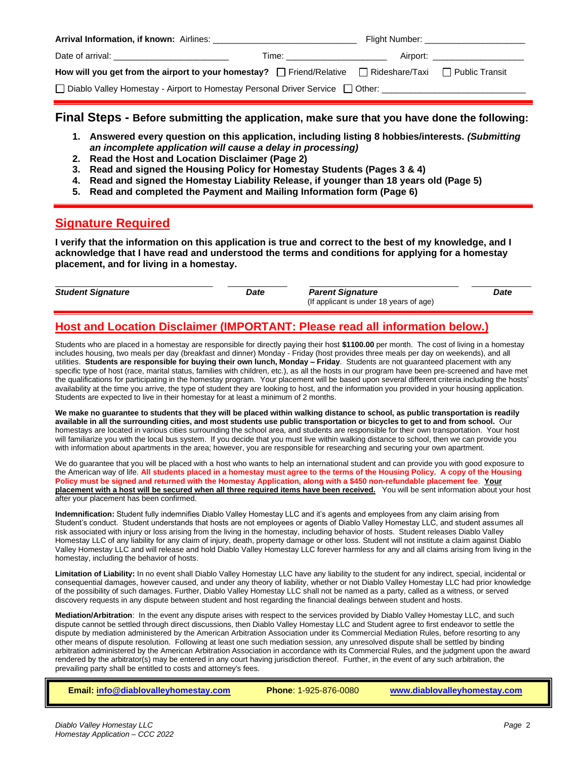**Arrival Information, if known:** Airlines: ______________________________ Flight Number: ______________________

Date of arrival: _________________________ Time: ______________________ Airport: ____________________

**How will you get from the airport to your homestay?** ☐ Friend/Relative ☐ Rideshare/Taxi ☐ Public Transit

☐ Diablo Valley Homestay - Airport to Homestay Personal Driver Service ☐ Other: ______________________________

## Final Steps - Before submitting the application, make sure that you have done the following:

1. **Answered every question on this application, including listing 8 hobbies/interests. *(Submitting an incomplete application will cause a delay in processing)***
2. **Read the Host and Location Disclaimer (Page 2)**
3. **Read and signed the Housing Policy for Homestay Students (Pages 3 & 4)**
4. **Read and signed the Homestay Liability Release, if younger than 18 years old (Page 5)**
5. **Read and completed the Payment and Mailing Information form (Page 6)**

## Signature Required

**I verify that the information on this application is true and correct to the best of my knowledge, and I acknowledge that I have read and understood the terms and conditions for applying for a homestay placement, and for living in a homestay.**

| ______________________________ | ____________ | ______________________________ | ____________ |
|---|---|---|---|
| ***Student Signature*** | ***Date*** | ***Parent Signature*** (If applicant is under 18 years of age) | ***Date*** |

## Host and Location Disclaimer (IMPORTANT: Please read all information below.)

Students who are placed in a homestay are responsible for directly paying their host **$1100.00** per month. The cost of living in a homestay includes housing, two meals per day (breakfast and dinner) Monday - Friday (host provides three meals per day on weekends), and all utilities. **Students are responsible for buying their own lunch, Monday – Friday**. Students are not guaranteed placement with any specific type of host (race, marital status, families with children, etc.), as all the hosts in our program have been pre-screened and have met the qualifications for participating in the homestay program. Your placement will be based upon several different criteria including the hosts' availability at the time you arrive, the type of student they are looking to host, and the information you provided in your housing application. Students are expected to live in their homestay for at least a minimum of 2 months.

**We make no guarantee to students that they will be placed within walking distance to school, as public transportation is readily available in all the surrounding cities, and most students use public transportation or bicycles to get to and from school.** Our homestays are located in various cities surrounding the school area, and students are responsible for their own transportation. Your host will familiarize you with the local bus system. If you decide that you must live within walking distance to school, then we can provide you with information about apartments in the area; however, you are responsible for researching and securing your own apartment.

We do guarantee that you will be placed with a host who wants to help an international student and can provide you with good exposure to the American way of life. **All students placed in a homestay must agree to the terms of the Housing Policy. A copy of the Housing Policy must be signed and returned with the Homestay Application, along with a $450 non-refundable placement fee**. **Your placement with a host will be secured when all three required items have been received.** You will be sent information about your host after your placement has been confirmed.

**Indemnification:** Student fully indemnifies Diablo Valley Homestay LLC and it's agents and employees from any claim arising from Student's conduct. Student understands that hosts are not employees or agents of Diablo Valley Homestay LLC, and student assumes all risk associated with injury or loss arising from the living in the homestay, including behavior of hosts. Student releases Diablo Valley Homestay LLC of any liability for any claim of injury, death, property damage or other loss. Student will not institute a claim against Diablo Valley Homestay LLC and will release and hold Diablo Valley Homestay LLC forever harmless for any and all claims arising from living in the homestay, including the behavior of hosts.

**Limitation of Liability:** In no event shall Diablo Valley Homestay LLC have any liability to the student for any indirect, special, incidental or consequential damages, however caused, and under any theory of liability, whether or not Diablo Valley Homestay LLC had prior knowledge of the possibility of such damages. Further, Diablo Valley Homestay LLC shall not be named as a party, called as a witness, or served discovery requests in any dispute between student and host regarding the financial dealings between student and hosts.

**Mediation/Arbitration**: In the event any dispute arises with respect to the services provided by Diablo Valley Homestay LLC, and such dispute cannot be settled through direct discussions, then Diablo Valley Homestay LLC and Student agree to first endeavor to settle the dispute by mediation administered by the American Arbitration Association under its Commercial Mediation Rules, before resorting to any other means of dispute resolution. Following at least one such mediation session, any unresolved dispute shall be settled by binding arbitration administered by the American Arbitration Association in accordance with its Commercial Rules, and the judgment upon the award rendered by the arbitrator(s) may be entered in any court having jurisdiction thereof. Further, in the event of any such arbitration, the prevailing party shall be entitled to costs and attorney's fees.

**Email: info@diablovalleyhomestay.com** **Phone**: 1-925-876-0080 **www.diablovalleyhomestay.com**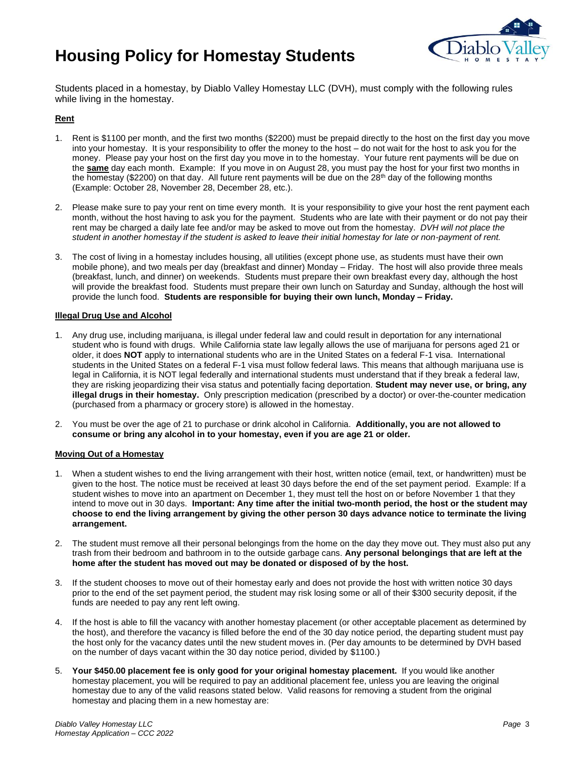# Housing Policy for Homestay Students

Students placed in a homestay, by Diablo Valley Homestay LLC (DVH), must comply with the following rules while living in the homestay.

**Rent**

1. Rent is $1100 per month, and the first two months ($2200) must be prepaid directly to the host on the first day you move into your homestay. It is your responsibility to offer the money to the host – do not wait for the host to ask you for the money. Please pay your host on the first day you move in to the homestay. Your future rent payments will be due on the **same** day each month. Example: If you move in on August 28, you must pay the host for your first two months in the homestay ($2200) on that day. All future rent payments will be due on the 28th day of the following months (Example: October 28, November 28, December 28, etc.).

2. Please make sure to pay your rent on time every month. It is your responsibility to give your host the rent payment each month, without the host having to ask you for the payment. Students who are late with their payment or do not pay their rent may be charged a daily late fee and/or may be asked to move out from the homestay. *DVH will not place the student in another homestay if the student is asked to leave their initial homestay for late or non-payment of rent.*

3. The cost of living in a homestay includes housing, all utilities (except phone use, as students must have their own mobile phone), and two meals per day (breakfast and dinner) Monday – Friday. The host will also provide three meals (breakfast, lunch, and dinner) on weekends. Students must prepare their own breakfast every day, although the host will provide the breakfast food. Students must prepare their own lunch on Saturday and Sunday, although the host will provide the lunch food. **Students are responsible for buying their own lunch, Monday – Friday.**

**Illegal Drug Use and Alcohol**

1. Any drug use, including marijuana, is illegal under federal law and could result in deportation for any international student who is found with drugs. While California state law legally allows the use of marijuana for persons aged 21 or older, it does **NOT** apply to international students who are in the United States on a federal F-1 visa. International students in the United States on a federal F-1 visa must follow federal laws. This means that although marijuana use is legal in California, it is NOT legal federally and international students must understand that if they break a federal law, they are risking jeopardizing their visa status and potentially facing deportation. **Student may never use, or bring, any illegal drugs in their homestay.** Only prescription medication (prescribed by a doctor) or over-the-counter medication (purchased from a pharmacy or grocery store) is allowed in the homestay.

2. You must be over the age of 21 to purchase or drink alcohol in California. **Additionally, you are not allowed to consume or bring any alcohol in to your homestay, even if you are age 21 or older.**

**Moving Out of a Homestay**

1. When a student wishes to end the living arrangement with their host, written notice (email, text, or handwritten) must be given to the host. The notice must be received at least 30 days before the end of the set payment period. Example: If a student wishes to move into an apartment on December 1, they must tell the host on or before November 1 that they intend to move out in 30 days. **Important: Any time after the initial two-month period, the host or the student may choose to end the living arrangement by giving the other person 30 days advance notice to terminate the living arrangement.**

2. The student must remove all their personal belongings from the home on the day they move out. They must also put any trash from their bedroom and bathroom in to the outside garbage cans. **Any personal belongings that are left at the home after the student has moved out may be donated or disposed of by the host.**

3. If the student chooses to move out of their homestay early and does not provide the host with written notice 30 days prior to the end of the set payment period, the student may risk losing some or all of their $300 security deposit, if the funds are needed to pay any rent left owing.

4. If the host is able to fill the vacancy with another homestay placement (or other acceptable placement as determined by the host), and therefore the vacancy is filled before the end of the 30 day notice period, the departing student must pay the host only for the vacancy dates until the new student moves in. (Per day amounts to be determined by DVH based on the number of days vacant within the 30 day notice period, divided by $1100.)

5. **Your $450.00 placement fee is only good for your original homestay placement.** If you would like another homestay placement, you will be required to pay an additional placement fee, unless you are leaving the original homestay due to any of the valid reasons stated below. Valid reasons for removing a student from the original homestay and placing them in a new homestay are: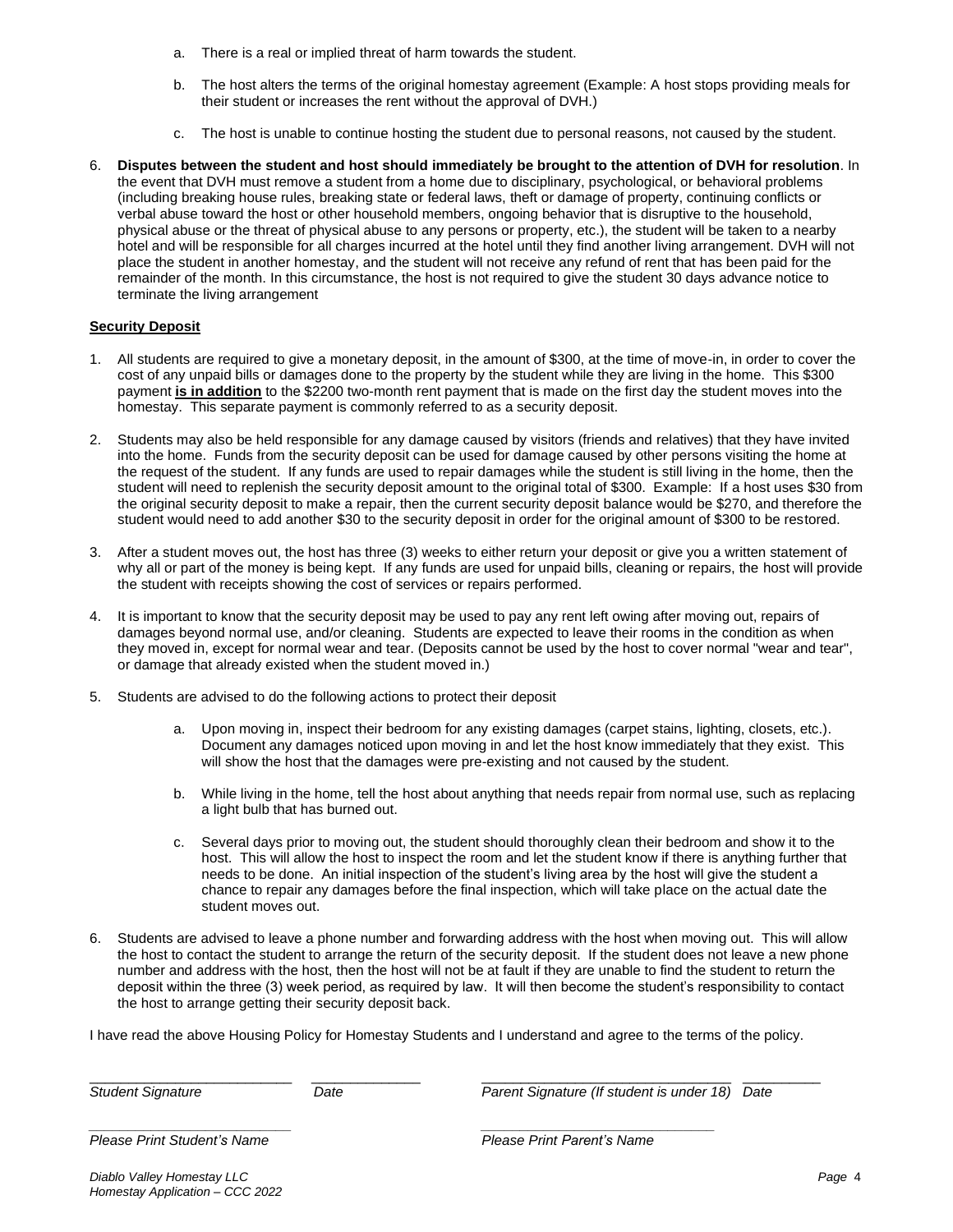a. There is a real or implied threat of harm towards the student.

   b. The host alters the terms of the original homestay agreement (Example: A host stops providing meals for their student or increases the rent without the approval of DVH.)

   c. The host is unable to continue hosting the student due to personal reasons, not caused by the student.

6. **Disputes between the student and host should immediately be brought to the attention of DVH for resolution**. In the event that DVH must remove a student from a home due to disciplinary, psychological, or behavioral problems (including breaking house rules, breaking state or federal laws, theft or damage of property, continuing conflicts or verbal abuse toward the host or other household members, ongoing behavior that is disruptive to the household, physical abuse or the threat of physical abuse to any persons or property, etc.), the student will be taken to a nearby hotel and will be responsible for all charges incurred at the hotel until they find another living arrangement. DVH will not place the student in another homestay, and the student will not receive any refund of rent that has been paid for the remainder of the month. In this circumstance, the host is not required to give the student 30 days advance notice to terminate the living arrangement

**Security Deposit**

1. All students are required to give a monetary deposit, in the amount of $300, at the time of move-in, in order to cover the cost of any unpaid bills or damages done to the property by the student while they are living in the home. This $300 payment **is in addition** to the $2200 two-month rent payment that is made on the first day the student moves into the homestay. This separate payment is commonly referred to as a security deposit.

2. Students may also be held responsible for any damage caused by visitors (friends and relatives) that they have invited into the home. Funds from the security deposit can be used for damage caused by other persons visiting the home at the request of the student. If any funds are used to repair damages while the student is still living in the home, then the student will need to replenish the security deposit amount to the original total of $300. Example: If a host uses $30 from the original security deposit to make a repair, then the current security deposit balance would be $270, and therefore the student would need to add another $30 to the security deposit in order for the original amount of $300 to be restored.

3. After a student moves out, the host has three (3) weeks to either return your deposit or give you a written statement of why all or part of the money is being kept. If any funds are used for unpaid bills, cleaning or repairs, the host will provide the student with receipts showing the cost of services or repairs performed.

4. It is important to know that the security deposit may be used to pay any rent left owing after moving out, repairs of damages beyond normal use, and/or cleaning. Students are expected to leave their rooms in the condition as when they moved in, except for normal wear and tear. (Deposits cannot be used by the host to cover normal "wear and tear", or damage that already existed when the student moved in.)

5. Students are advised to do the following actions to protect their deposit

   a. Upon moving in, inspect their bedroom for any existing damages (carpet stains, lighting, closets, etc.). Document any damages noticed upon moving in and let the host know immediately that they exist. This will show the host that the damages were pre-existing and not caused by the student.

   b. While living in the home, tell the host about anything that needs repair from normal use, such as replacing a light bulb that has burned out.

   c. Several days prior to moving out, the student should thoroughly clean their bedroom and show it to the host. This will allow the host to inspect the room and let the student know if there is anything further that needs to be done. An initial inspection of the student's living area by the host will give the student a chance to repair any damages before the final inspection, which will take place on the actual date the student moves out.

6. Students are advised to leave a phone number and forwarding address with the host when moving out. This will allow the host to contact the student to arrange the return of the security deposit. If the student does not leave a new phone number and address with the host, then the host will not be at fault if they are unable to find the student to return the deposit within the three (3) week period, as required by law. It will then become the student's responsibility to contact the host to arrange getting their security deposit back.

I have read the above Housing Policy for Homestay Students and I understand and agree to the terms of the policy.

___________________________ _______________ ________________________________ ___________

*Student Signature* *Date* *Parent Signature (If student is under 18)* *Date*

___________________________ ________________________________

*Please Print Student's Name* *Please Print Parent's Name*

*Diablo Valley Homestay LLC*
*Homestay Application – CCC 2022*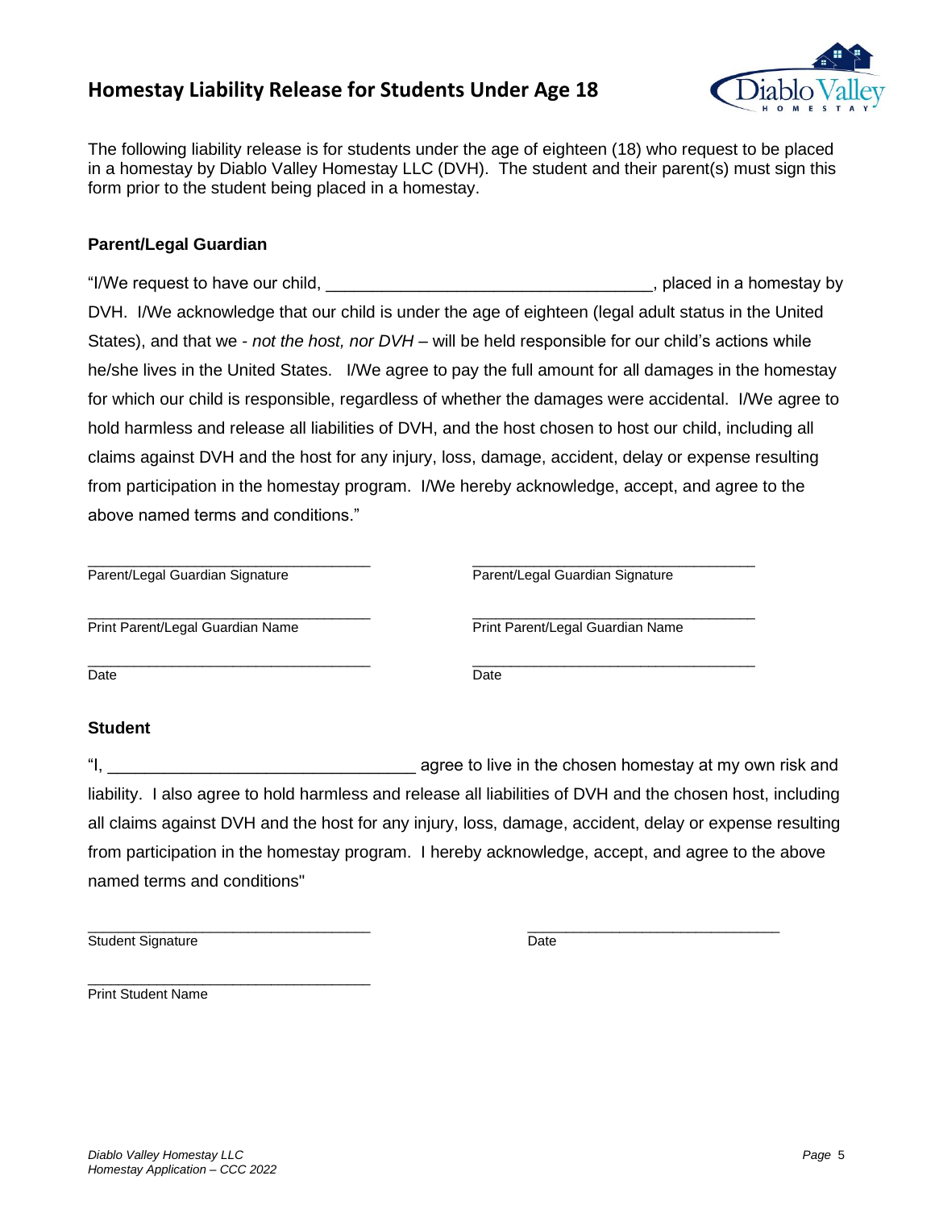# Homestay Liability Release for Students Under Age 18

The following liability release is for students under the age of eighteen (18) who request to be placed in a homestay by Diablo Valley Homestay LLC (DVH). The student and their parent(s) must sign this form prior to the student being placed in a homestay.

**Parent/Legal Guardian**

"I/We request to have our child, ___________________________________, placed in a homestay by DVH. I/We acknowledge that our child is under the age of eighteen (legal adult status in the United States), and that we - *not the host, nor DVH* – will be held responsible for our child's actions while he/she lives in the United States. I/We agree to pay the full amount for all damages in the homestay for which our child is responsible, regardless of whether the damages were accidental. I/We agree to hold harmless and release all liabilities of DVH, and the host chosen to host our child, including all claims against DVH and the host for any injury, loss, damage, accident, delay or expense resulting from participation in the homestay program. I/We hereby acknowledge, accept, and agree to the above named terms and conditions."

___________________________________ ___________________________________
Parent/Legal Guardian Signature Parent/Legal Guardian Signature

___________________________________ ___________________________________
Print Parent/Legal Guardian Name Print Parent/Legal Guardian Name

___________________________________ ___________________________________
Date Date

**Student**

"I, _________________________________ agree to live in the chosen homestay at my own risk and liability. I also agree to hold harmless and release all liabilities of DVH and the chosen host, including all claims against DVH and the host for any injury, loss, damage, accident, delay or expense resulting from participation in the homestay program. I hereby acknowledge, accept, and agree to the above named terms and conditions"

___________________________________ ______________________________
Student Signature Date

___________________________________
Print Student Name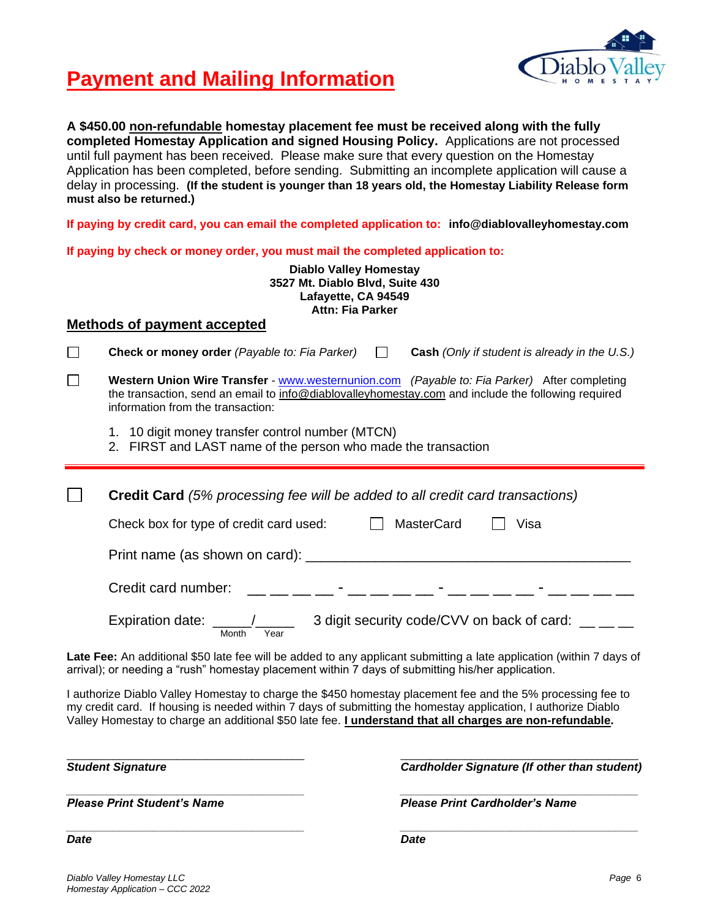# Payment and Mailing Information

**A $450.00 non-refundable homestay placement fee must be received along with the fully completed Homestay Application and signed Housing Policy.** Applications are not processed until full payment has been received. Please make sure that every question on the Homestay Application has been completed, before sending. Submitting an incomplete application will cause a delay in processing. **(If the student is younger than 18 years old, the Homestay Liability Release form must also be returned.)**

**If paying by credit card, you can email the completed application to: info@diablovalleyhomestay.com**

**If paying by check or money order, you must mail the completed application to:**

**Diablo Valley Homestay**
**3527 Mt. Diablo Blvd, Suite 430**
**Lafayette, CA 94549**
**Attn: Fia Parker**

## Methods of payment accepted

☐ **Check or money order** *(Payable to: Fia Parker)* ☐ **Cash** *(Only if student is already in the U.S.)*

☐ **Western Union Wire Transfer** - www.westernunion.com *(Payable to: Fia Parker)* After completing the transaction, send an email to info@diablovalleyhomestay.com and include the following required information from the transaction:

1. 10 digit money transfer control number (MTCN)
2. FIRST and LAST name of the person who made the transaction

---

☐ **Credit Card** *(5% processing fee will be added to all credit card transactions)*

Check box for type of credit card used: ☐ MasterCard ☐ Visa

Print name (as shown on card): ____________________________________________

Credit card number: __ __ __ __ - __ __ __ __ - __ __ __ __ - __ __ __ __

Expiration date: _____/_____ (Month / Year) 3 digit security code/CVV on back of card: __ __ __

**Late Fee:** An additional $50 late fee will be added to any applicant submitting a late application (within 7 days of arrival); or needing a "rush" homestay placement within 7 days of submitting his/her application.

I authorize Diablo Valley Homestay to charge the $450 homestay placement fee and the 5% processing fee to my credit card. If housing is needed within 7 days of submitting the homestay application, I authorize Diablo Valley Homestay to charge an additional $50 late fee. **I understand that all charges are non-refundable.**

___________________________________
***Student Signature***

___________________________________
***Please Print Student's Name***

___________________________________
***Date***

___________________________________
***Cardholder Signature (If other than student)***

___________________________________
***Please Print Cardholder's Name***

___________________________________
***Date***